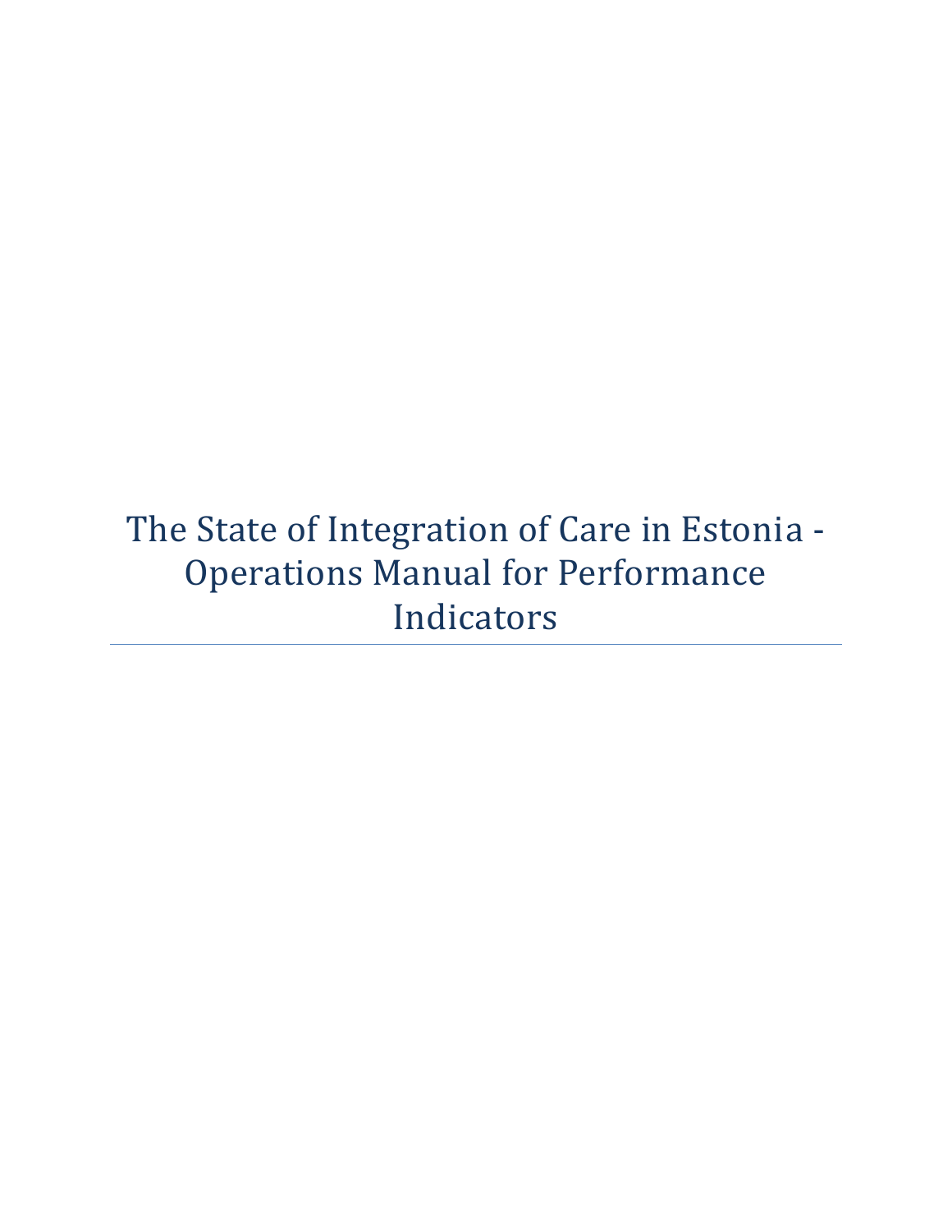# The State of Integration of Care in Estonia - Operations Manual for Performance Indicators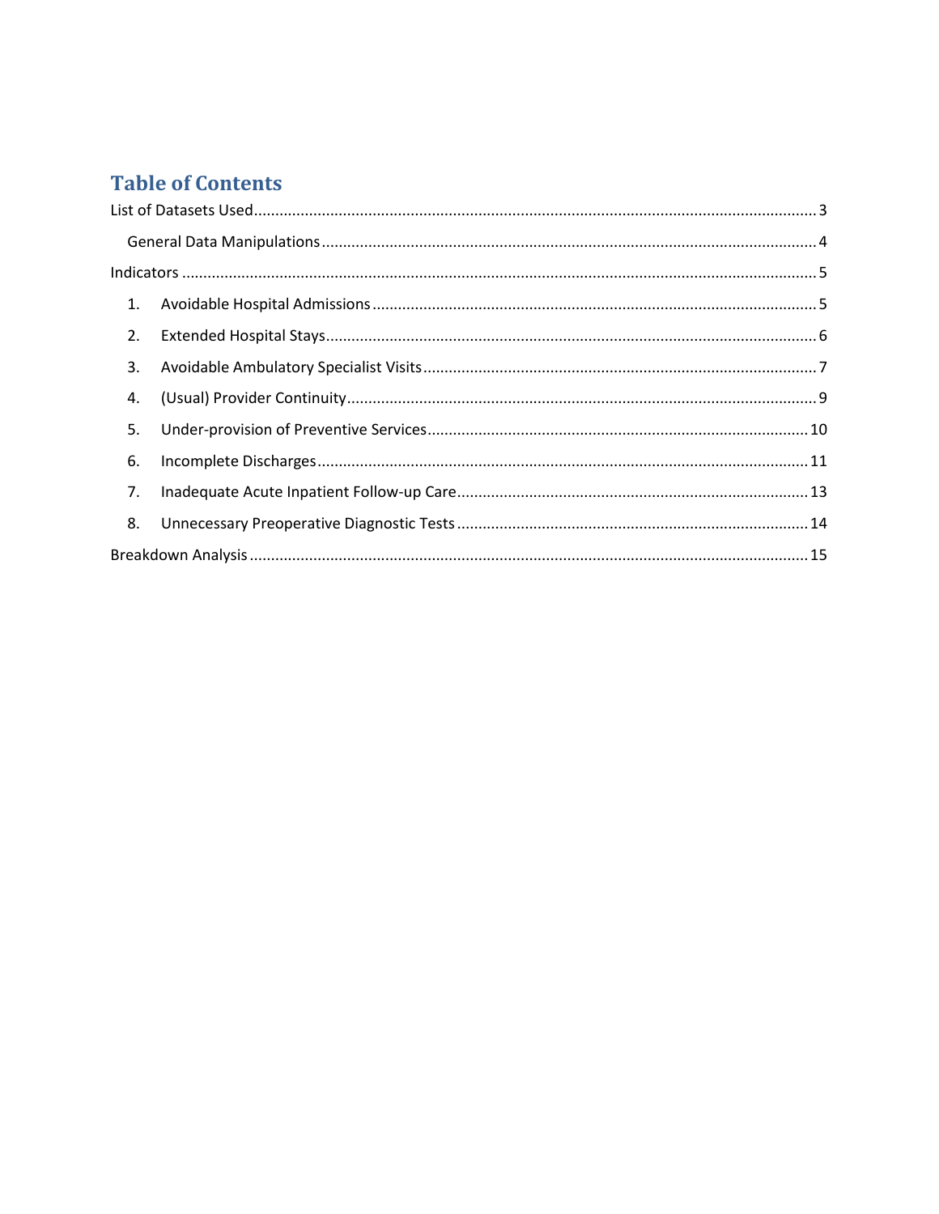# Table of Contents

List of Datasets Used ........ 3

- General Data Manipulations ........ 4

Indicators ........ 5

1. Avoidable Hospital Admissions ........ 5
2. Extended Hospital Stays ........ 6
3. Avoidable Ambulatory Specialist Visits ........ 7
4. (Usual) Provider Continuity ........ 9
5. Under-provision of Preventive Services ........ 10
6. Incomplete Discharges ........ 11
7. Inadequate Acute Inpatient Follow-up Care ........ 13
8. Unnecessary Preoperative Diagnostic Tests ........ 14

Breakdown Analysis ........ 15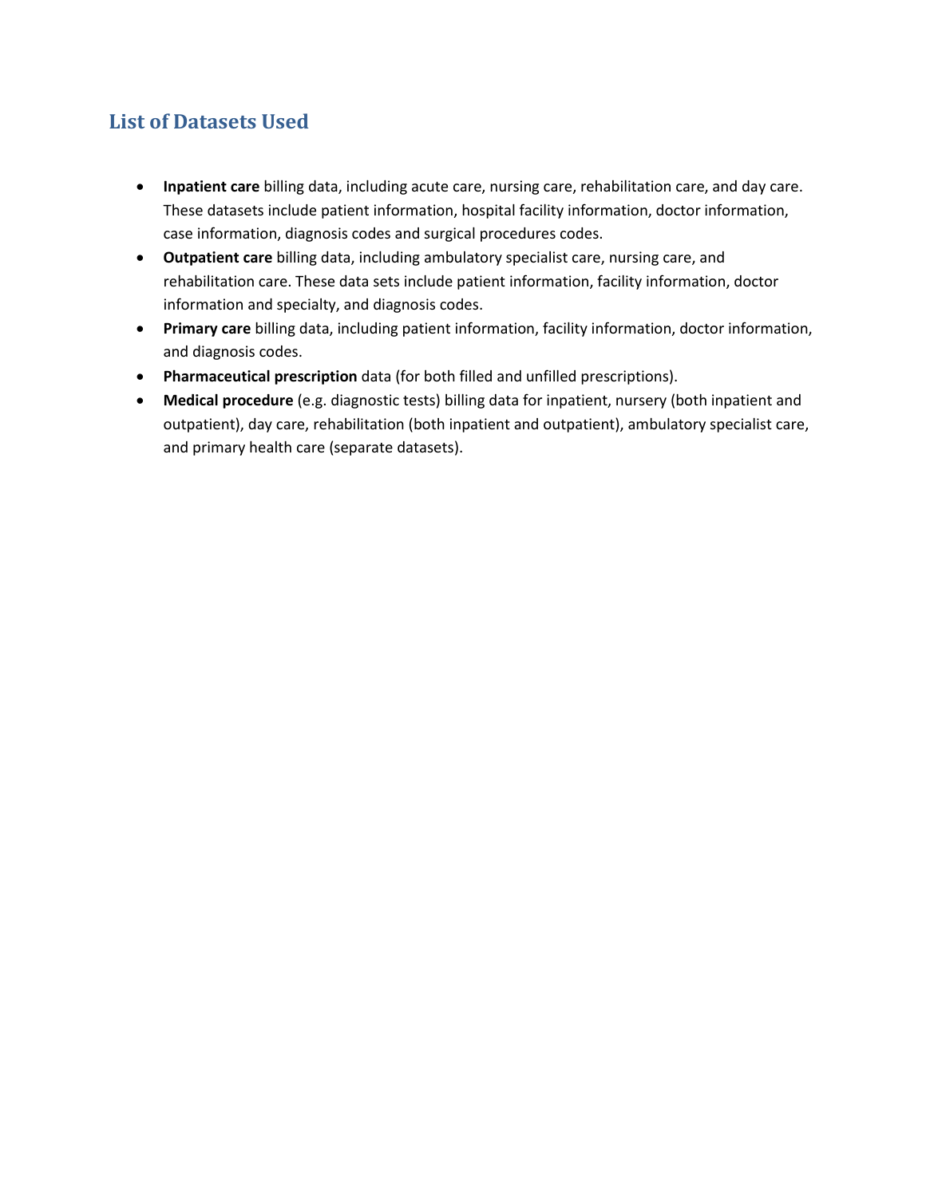## List of Datasets Used

- **Inpatient care** billing data, including acute care, nursing care, rehabilitation care, and day care. These datasets include patient information, hospital facility information, doctor information, case information, diagnosis codes and surgical procedures codes.
- **Outpatient care** billing data, including ambulatory specialist care, nursing care, and rehabilitation care. These data sets include patient information, facility information, doctor information and specialty, and diagnosis codes.
- **Primary care** billing data, including patient information, facility information, doctor information, and diagnosis codes.
- **Pharmaceutical prescription** data (for both filled and unfilled prescriptions).
- **Medical procedure** (e.g. diagnostic tests) billing data for inpatient, nursery (both inpatient and outpatient), day care, rehabilitation (both inpatient and outpatient), ambulatory specialist care, and primary health care (separate datasets).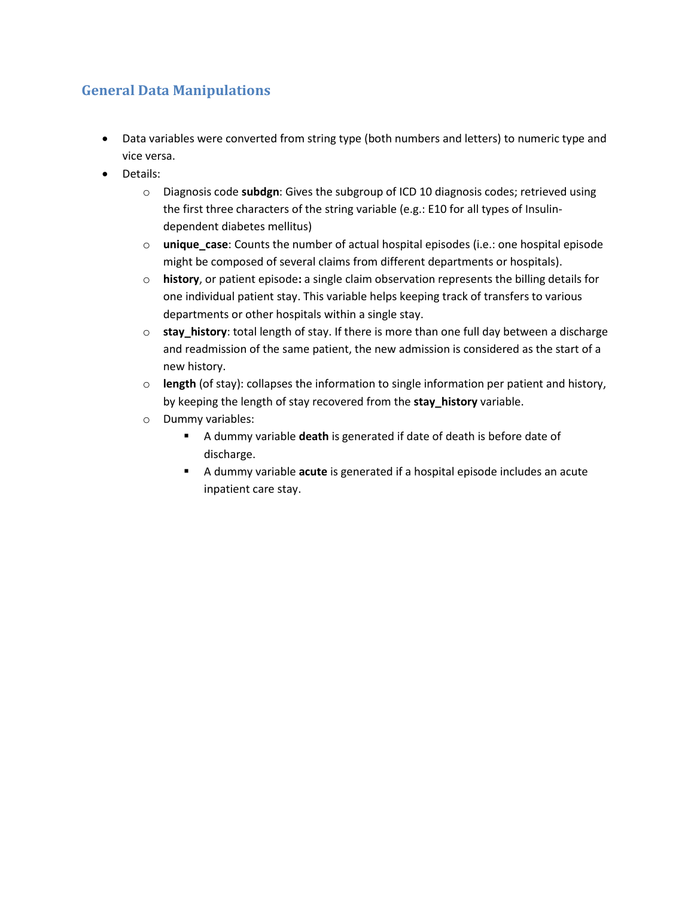## General Data Manipulations

- Data variables were converted from string type (both numbers and letters) to numeric type and vice versa.
- Details:
  - Diagnosis code **subdgn**: Gives the subgroup of ICD 10 diagnosis codes; retrieved using the first three characters of the string variable (e.g.: E10 for all types of Insulin-dependent diabetes mellitus)
  - **unique_case**: Counts the number of actual hospital episodes (i.e.: one hospital episode might be composed of several claims from different departments or hospitals).
  - **history**, or patient episode**:** a single claim observation represents the billing details for one individual patient stay. This variable helps keeping track of transfers to various departments or other hospitals within a single stay.
  - **stay_history**: total length of stay. If there is more than one full day between a discharge and readmission of the same patient, the new admission is considered as the start of a new history.
  - **length** (of stay): collapses the information to single information per patient and history, by keeping the length of stay recovered from the **stay_history** variable.
  - Dummy variables:
    - A dummy variable **death** is generated if date of death is before date of discharge.
    - A dummy variable **acute** is generated if a hospital episode includes an acute inpatient care stay.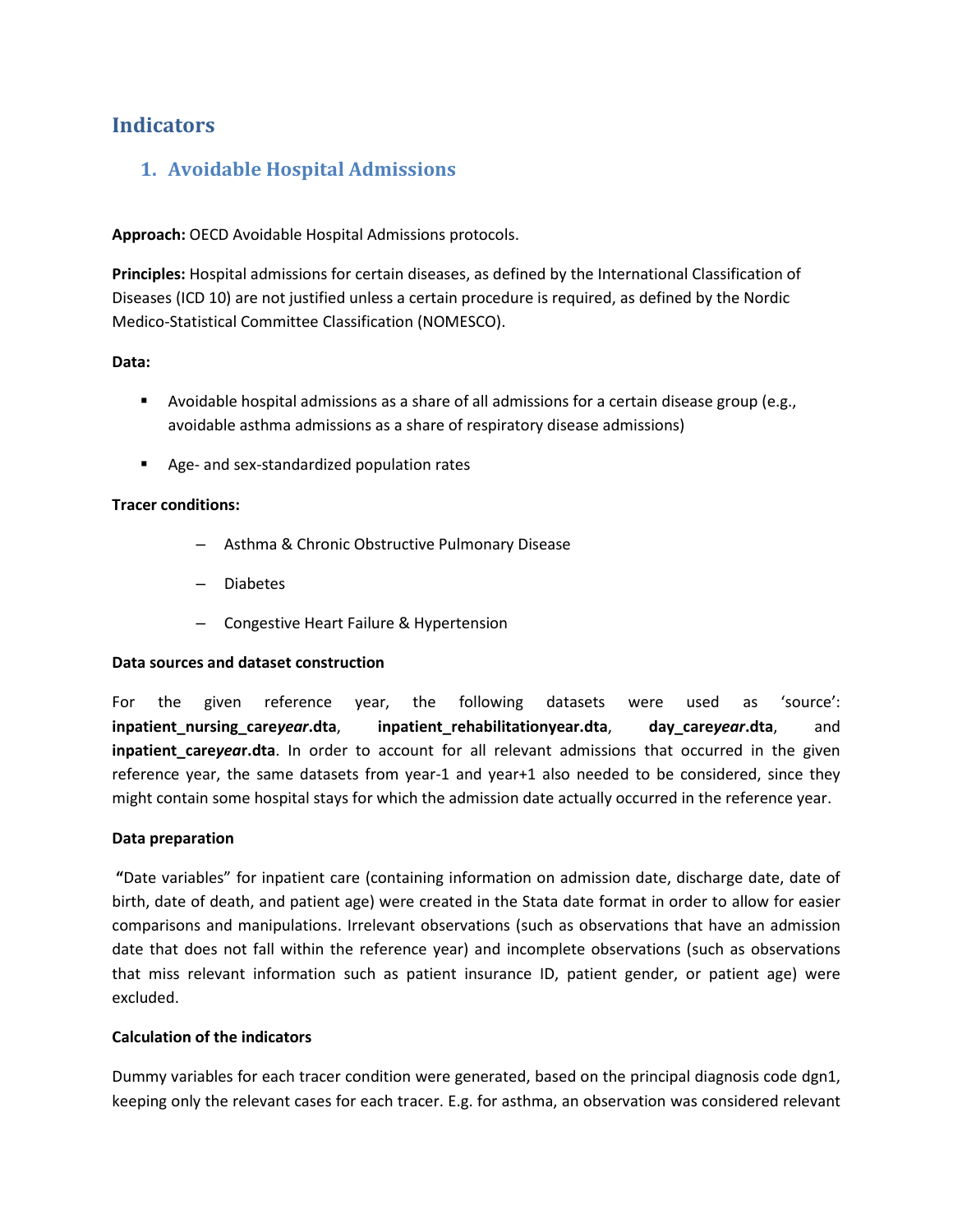# Indicators

## 1. Avoidable Hospital Admissions

**Approach:** OECD Avoidable Hospital Admissions protocols.

**Principles:** Hospital admissions for certain diseases, as defined by the International Classification of Diseases (ICD 10) are not justified unless a certain procedure is required, as defined by the Nordic Medico-Statistical Committee Classification (NOMESCO).

**Data:**

- Avoidable hospital admissions as a share of all admissions for a certain disease group (e.g., avoidable asthma admissions as a share of respiratory disease admissions)
- Age- and sex-standardized population rates

**Tracer conditions:**

- Asthma & Chronic Obstructive Pulmonary Disease
- Diabetes
- Congestive Heart Failure & Hypertension

**Data sources and dataset construction**

For the given reference year, the following datasets were used as 'source': **inpatient_nursing_care*year*.dta**, **inpatient_rehabilitationyear.dta**, **day_care*year*.dta**, and **inpatient_care*year*.dta**. In order to account for all relevant admissions that occurred in the given reference year, the same datasets from year-1 and year+1 also needed to be considered, since they might contain some hospital stays for which the admission date actually occurred in the reference year.

**Data preparation**

**"**Date variables" for inpatient care (containing information on admission date, discharge date, date of birth, date of death, and patient age) were created in the Stata date format in order to allow for easier comparisons and manipulations. Irrelevant observations (such as observations that have an admission date that does not fall within the reference year) and incomplete observations (such as observations that miss relevant information such as patient insurance ID, patient gender, or patient age) were excluded.

**Calculation of the indicators**

Dummy variables for each tracer condition were generated, based on the principal diagnosis code dgn1, keeping only the relevant cases for each tracer. E.g. for asthma, an observation was considered relevant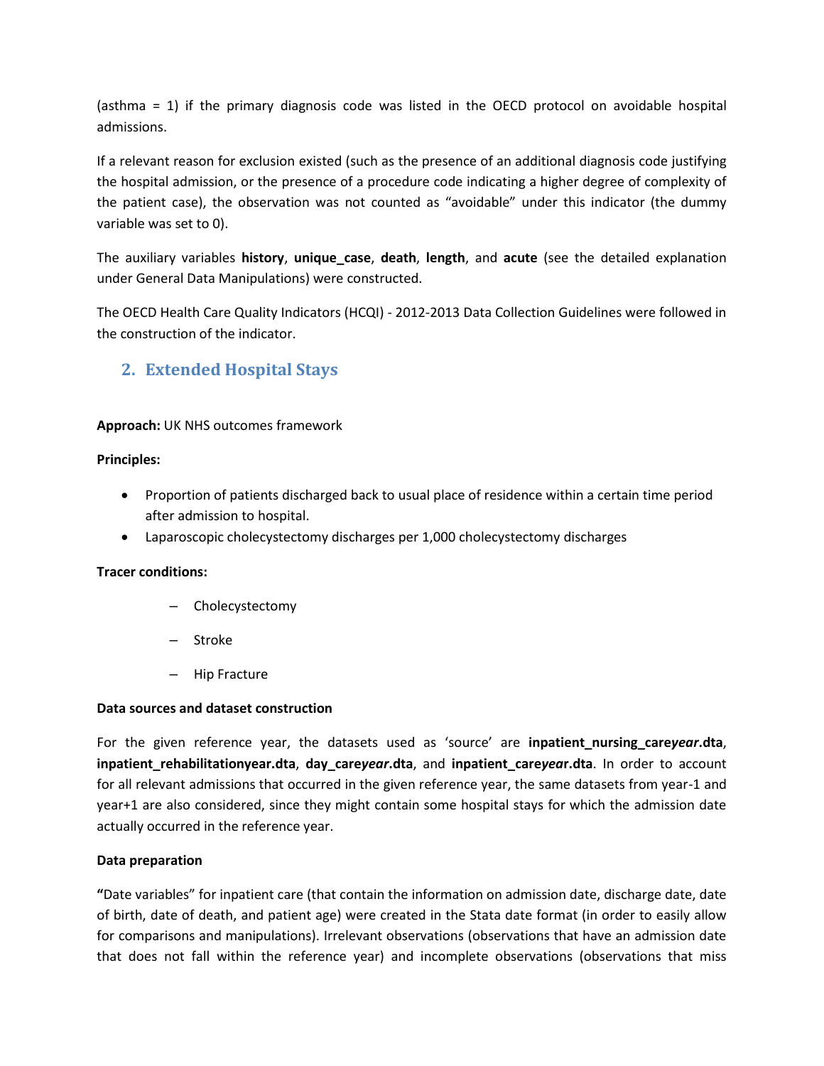(asthma = 1) if the primary diagnosis code was listed in the OECD protocol on avoidable hospital admissions.

If a relevant reason for exclusion existed (such as the presence of an additional diagnosis code justifying the hospital admission, or the presence of a procedure code indicating a higher degree of complexity of the patient case), the observation was not counted as "avoidable" under this indicator (the dummy variable was set to 0).

The auxiliary variables **history**, **unique_case**, **death**, **length**, and **acute** (see the detailed explanation under General Data Manipulations) were constructed.

The OECD Health Care Quality Indicators (HCQI) - 2012-2013 Data Collection Guidelines were followed in the construction of the indicator.

## 2. Extended Hospital Stays

**Approach:** UK NHS outcomes framework

**Principles:**

- Proportion of patients discharged back to usual place of residence within a certain time period after admission to hospital.
- Laparoscopic cholecystectomy discharges per 1,000 cholecystectomy discharges

**Tracer conditions:**

- Cholecystectomy
- Stroke
- Hip Fracture

**Data sources and dataset construction**

For the given reference year, the datasets used as 'source' are **inpatient_nursing_care*year*.dta**, **inpatient_rehabilitationyear.dta**, **day_care*year*.dta**, and **inpatient_care*year*.dta**. In order to account for all relevant admissions that occurred in the given reference year, the same datasets from year-1 and year+1 are also considered, since they might contain some hospital stays for which the admission date actually occurred in the reference year.

**Data preparation**

**"**Date variables" for inpatient care (that contain the information on admission date, discharge date, date of birth, date of death, and patient age) were created in the Stata date format (in order to easily allow for comparisons and manipulations). Irrelevant observations (observations that have an admission date that does not fall within the reference year) and incomplete observations (observations that miss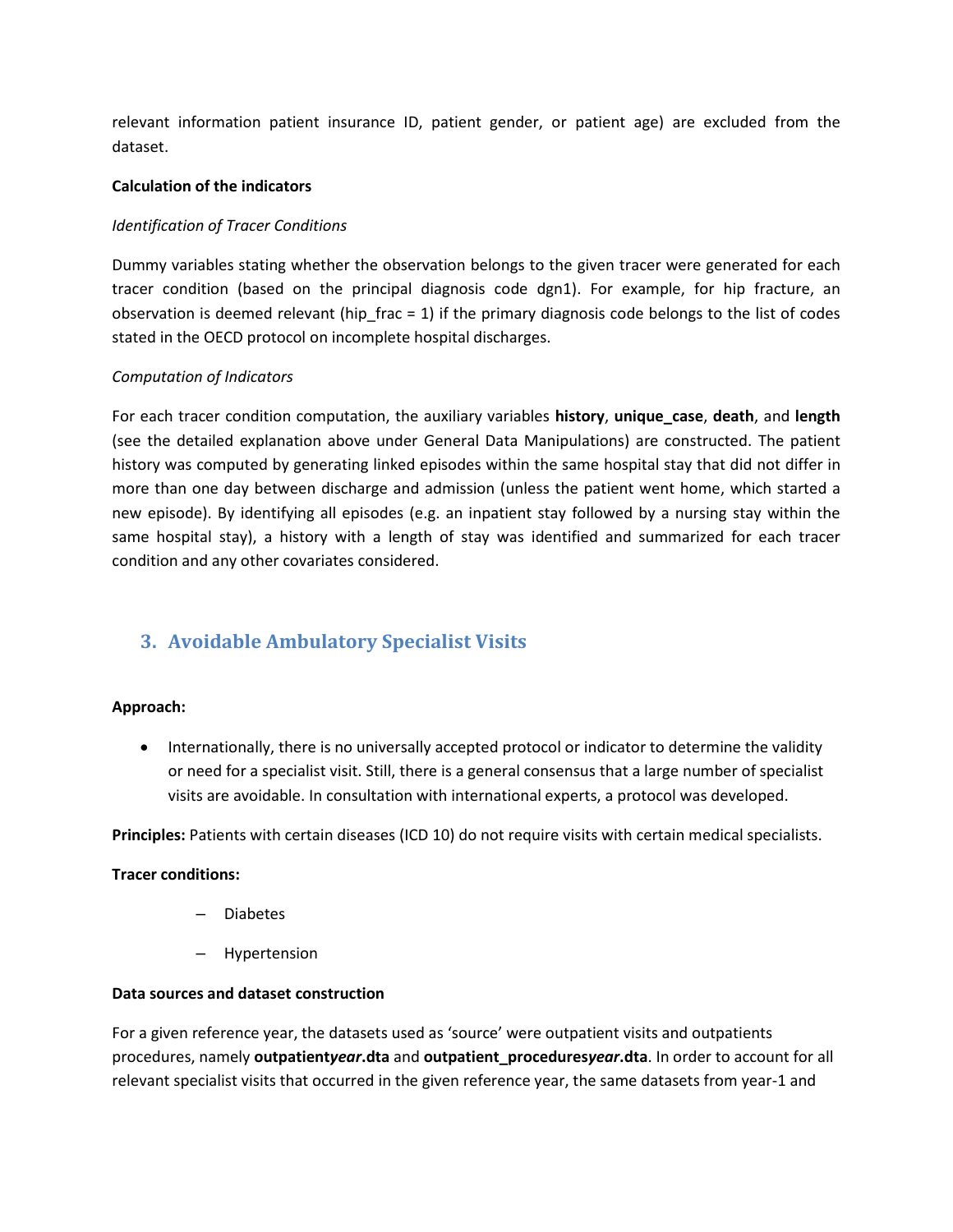relevant information patient insurance ID, patient gender, or patient age) are excluded from the dataset.

**Calculation of the indicators**

*Identification of Tracer Conditions*

Dummy variables stating whether the observation belongs to the given tracer were generated for each tracer condition (based on the principal diagnosis code dgn1). For example, for hip fracture, an observation is deemed relevant (hip_frac = 1) if the primary diagnosis code belongs to the list of codes stated in the OECD protocol on incomplete hospital discharges.

*Computation of Indicators*

For each tracer condition computation, the auxiliary variables **history**, **unique_case**, **death**, and **length** (see the detailed explanation above under General Data Manipulations) are constructed. The patient history was computed by generating linked episodes within the same hospital stay that did not differ in more than one day between discharge and admission (unless the patient went home, which started a new episode). By identifying all episodes (e.g. an inpatient stay followed by a nursing stay within the same hospital stay), a history with a length of stay was identified and summarized for each tracer condition and any other covariates considered.

## 3. Avoidable Ambulatory Specialist Visits

**Approach:**

- Internationally, there is no universally accepted protocol or indicator to determine the validity or need for a specialist visit. Still, there is a general consensus that a large number of specialist visits are avoidable. In consultation with international experts, a protocol was developed.

**Principles:** Patients with certain diseases (ICD 10) do not require visits with certain medical specialists.

**Tracer conditions:**

- Diabetes
- Hypertension

**Data sources and dataset construction**

For a given reference year, the datasets used as 'source' were outpatient visits and outpatients procedures, namely **outpatient*year*.dta** and **outpatient_procedures*year*.dta**. In order to account for all relevant specialist visits that occurred in the given reference year, the same datasets from year-1 and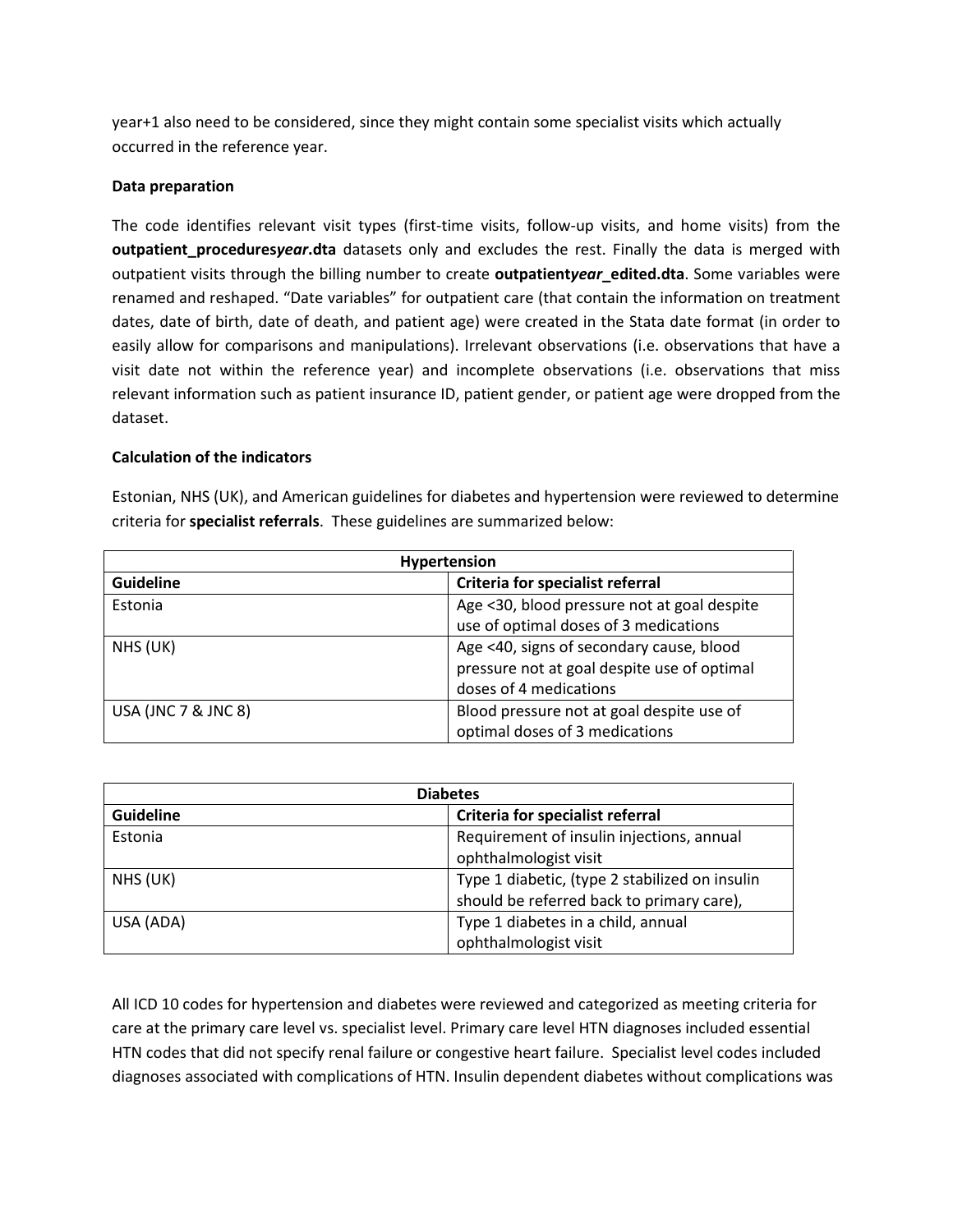year+1 also need to be considered, since they might contain some specialist visits which actually occurred in the reference year.

**Data preparation**

The code identifies relevant visit types (first-time visits, follow-up visits, and home visits) from the **outpatient_procedures*year*.dta** datasets only and excludes the rest. Finally the data is merged with outpatient visits through the billing number to create **outpatient*year*_edited.dta**. Some variables were renamed and reshaped. "Date variables" for outpatient care (that contain the information on treatment dates, date of birth, date of death, and patient age) were created in the Stata date format (in order to easily allow for comparisons and manipulations). Irrelevant observations (i.e. observations that have a visit date not within the reference year) and incomplete observations (i.e. observations that miss relevant information such as patient insurance ID, patient gender, or patient age were dropped from the dataset.

**Calculation of the indicators**

Estonian, NHS (UK), and American guidelines for diabetes and hypertension were reviewed to determine criteria for **specialist referrals**. These guidelines are summarized below:

| **Hypertension** | |
|---|---|
| **Guideline** | **Criteria for specialist referral** |
| Estonia | Age <30, blood pressure not at goal despite use of optimal doses of 3 medications |
| NHS (UK) | Age <40, signs of secondary cause, blood pressure not at goal despite use of optimal doses of 4 medications |
| USA (JNC 7 & JNC 8) | Blood pressure not at goal despite use of optimal doses of 3 medications |

| **Diabetes** | |
|---|---|
| **Guideline** | **Criteria for specialist referral** |
| Estonia | Requirement of insulin injections, annual ophthalmologist visit |
| NHS (UK) | Type 1 diabetic, (type 2 stabilized on insulin should be referred back to primary care), |
| USA (ADA) | Type 1 diabetes in a child, annual ophthalmologist visit |

All ICD 10 codes for hypertension and diabetes were reviewed and categorized as meeting criteria for care at the primary care level vs. specialist level. Primary care level HTN diagnoses included essential HTN codes that did not specify renal failure or congestive heart failure. Specialist level codes included diagnoses associated with complications of HTN. Insulin dependent diabetes without complications was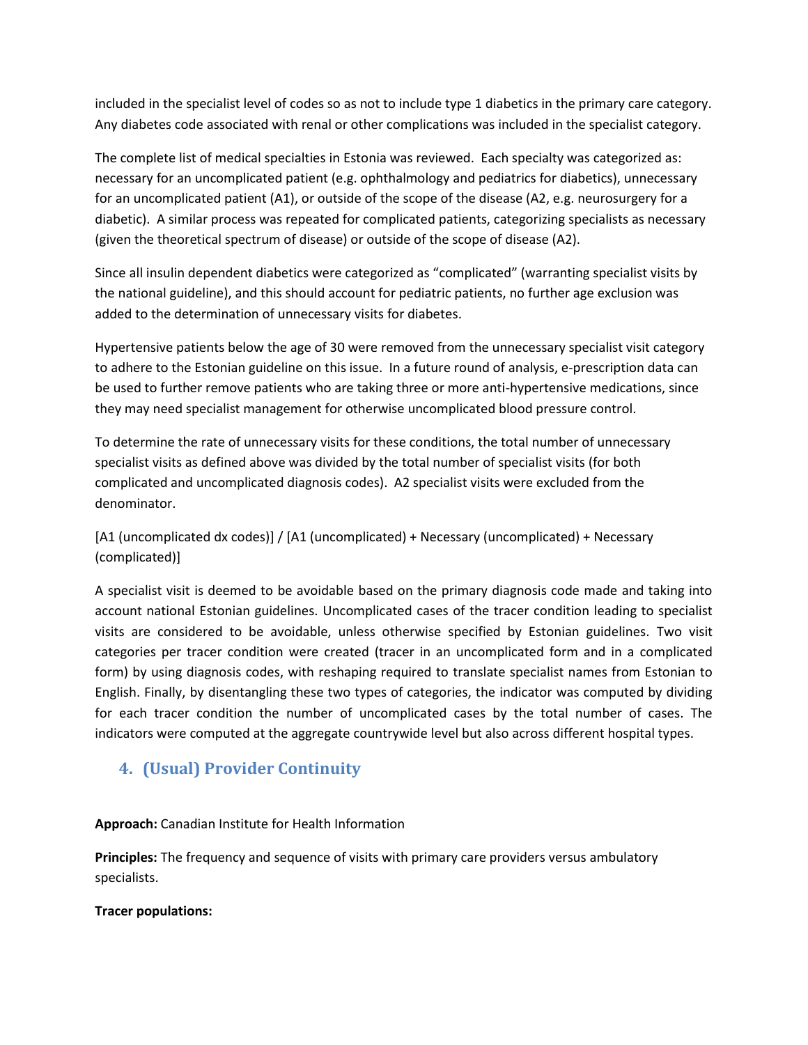included in the specialist level of codes so as not to include type 1 diabetics in the primary care category. Any diabetes code associated with renal or other complications was included in the specialist category.

The complete list of medical specialties in Estonia was reviewed. Each specialty was categorized as: necessary for an uncomplicated patient (e.g. ophthalmology and pediatrics for diabetics), unnecessary for an uncomplicated patient (A1), or outside of the scope of the disease (A2, e.g. neurosurgery for a diabetic). A similar process was repeated for complicated patients, categorizing specialists as necessary (given the theoretical spectrum of disease) or outside of the scope of disease (A2).

Since all insulin dependent diabetics were categorized as "complicated" (warranting specialist visits by the national guideline), and this should account for pediatric patients, no further age exclusion was added to the determination of unnecessary visits for diabetes.

Hypertensive patients below the age of 30 were removed from the unnecessary specialist visit category to adhere to the Estonian guideline on this issue. In a future round of analysis, e-prescription data can be used to further remove patients who are taking three or more anti-hypertensive medications, since they may need specialist management for otherwise uncomplicated blood pressure control.

To determine the rate of unnecessary visits for these conditions, the total number of unnecessary specialist visits as defined above was divided by the total number of specialist visits (for both complicated and uncomplicated diagnosis codes). A2 specialist visits were excluded from the denominator.

[A1 (uncomplicated dx codes)] / [A1 (uncomplicated) + Necessary (uncomplicated) + Necessary (complicated)]

A specialist visit is deemed to be avoidable based on the primary diagnosis code made and taking into account national Estonian guidelines. Uncomplicated cases of the tracer condition leading to specialist visits are considered to be avoidable, unless otherwise specified by Estonian guidelines. Two visit categories per tracer condition were created (tracer in an uncomplicated form and in a complicated form) by using diagnosis codes, with reshaping required to translate specialist names from Estonian to English. Finally, by disentangling these two types of categories, the indicator was computed by dividing for each tracer condition the number of uncomplicated cases by the total number of cases. The indicators were computed at the aggregate countrywide level but also across different hospital types.

## 4. (Usual) Provider Continuity

**Approach:** Canadian Institute for Health Information

**Principles:** The frequency and sequence of visits with primary care providers versus ambulatory specialists.

**Tracer populations:**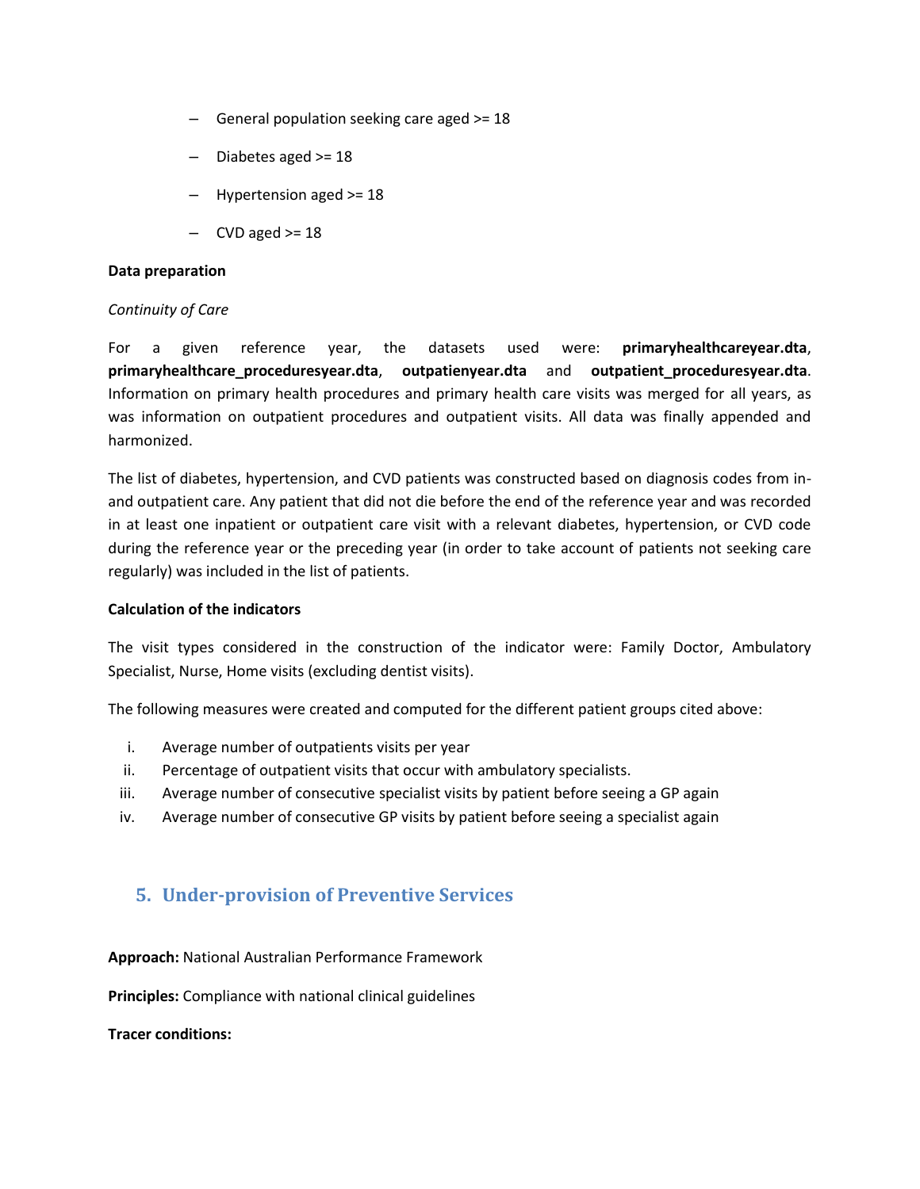- General population seeking care aged >= 18
- Diabetes aged >= 18
- Hypertension aged >= 18
- CVD aged >= 18

**Data preparation**

*Continuity of Care*

For a given reference year, the datasets used were: **primaryhealthcareyear.dta**, **primaryhealthcare_proceduresyear.dta**, **outpatienyear.dta** and **outpatient_proceduresyear.dta**. Information on primary health procedures and primary health care visits was merged for all years, as was information on outpatient procedures and outpatient visits. All data was finally appended and harmonized.

The list of diabetes, hypertension, and CVD patients was constructed based on diagnosis codes from in- and outpatient care. Any patient that did not die before the end of the reference year and was recorded in at least one inpatient or outpatient care visit with a relevant diabetes, hypertension, or CVD code during the reference year or the preceding year (in order to take account of patients not seeking care regularly) was included in the list of patients.

**Calculation of the indicators**

The visit types considered in the construction of the indicator were: Family Doctor, Ambulatory Specialist, Nurse, Home visits (excluding dentist visits).

The following measures were created and computed for the different patient groups cited above:

i. Average number of outpatients visits per year
ii. Percentage of outpatient visits that occur with ambulatory specialists.
iii. Average number of consecutive specialist visits by patient before seeing a GP again
iv. Average number of consecutive GP visits by patient before seeing a specialist again

## 5. Under-provision of Preventive Services

**Approach:** National Australian Performance Framework

**Principles:** Compliance with national clinical guidelines

**Tracer conditions:**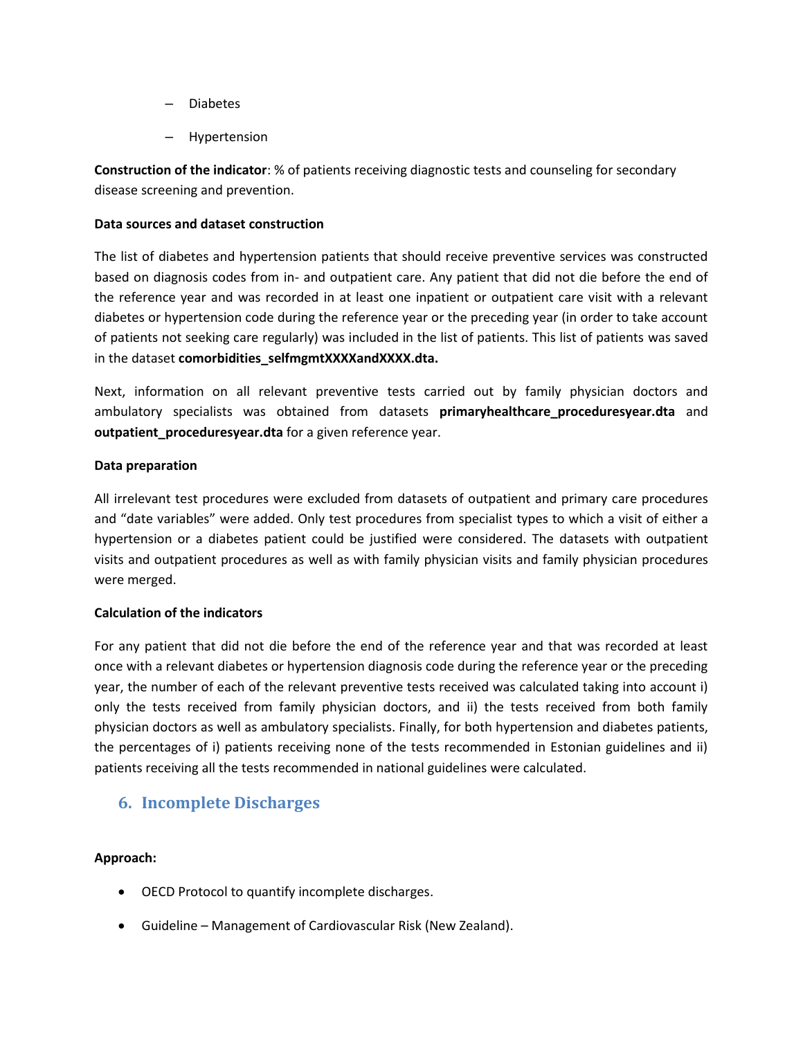- Diabetes
- Hypertension

**Construction of the indicator**: % of patients receiving diagnostic tests and counseling for secondary disease screening and prevention.

**Data sources and dataset construction**

The list of diabetes and hypertension patients that should receive preventive services was constructed based on diagnosis codes from in- and outpatient care. Any patient that did not die before the end of the reference year and was recorded in at least one inpatient or outpatient care visit with a relevant diabetes or hypertension code during the reference year or the preceding year (in order to take account of patients not seeking care regularly) was included in the list of patients. This list of patients was saved in the dataset **comorbidities_selfmgmtXXXXandXXXX.dta.**

Next, information on all relevant preventive tests carried out by family physician doctors and ambulatory specialists was obtained from datasets **primaryhealthcare_proceduresyear.dta** and **outpatient_proceduresyear.dta** for a given reference year.

**Data preparation**

All irrelevant test procedures were excluded from datasets of outpatient and primary care procedures and "date variables" were added. Only test procedures from specialist types to which a visit of either a hypertension or a diabetes patient could be justified were considered. The datasets with outpatient visits and outpatient procedures as well as with family physician visits and family physician procedures were merged.

**Calculation of the indicators**

For any patient that did not die before the end of the reference year and that was recorded at least once with a relevant diabetes or hypertension diagnosis code during the reference year or the preceding year, the number of each of the relevant preventive tests received was calculated taking into account i) only the tests received from family physician doctors, and ii) the tests received from both family physician doctors as well as ambulatory specialists. Finally, for both hypertension and diabetes patients, the percentages of i) patients receiving none of the tests recommended in Estonian guidelines and ii) patients receiving all the tests recommended in national guidelines were calculated.

## 6. Incomplete Discharges

**Approach:**

- OECD Protocol to quantify incomplete discharges.
- Guideline – Management of Cardiovascular Risk (New Zealand).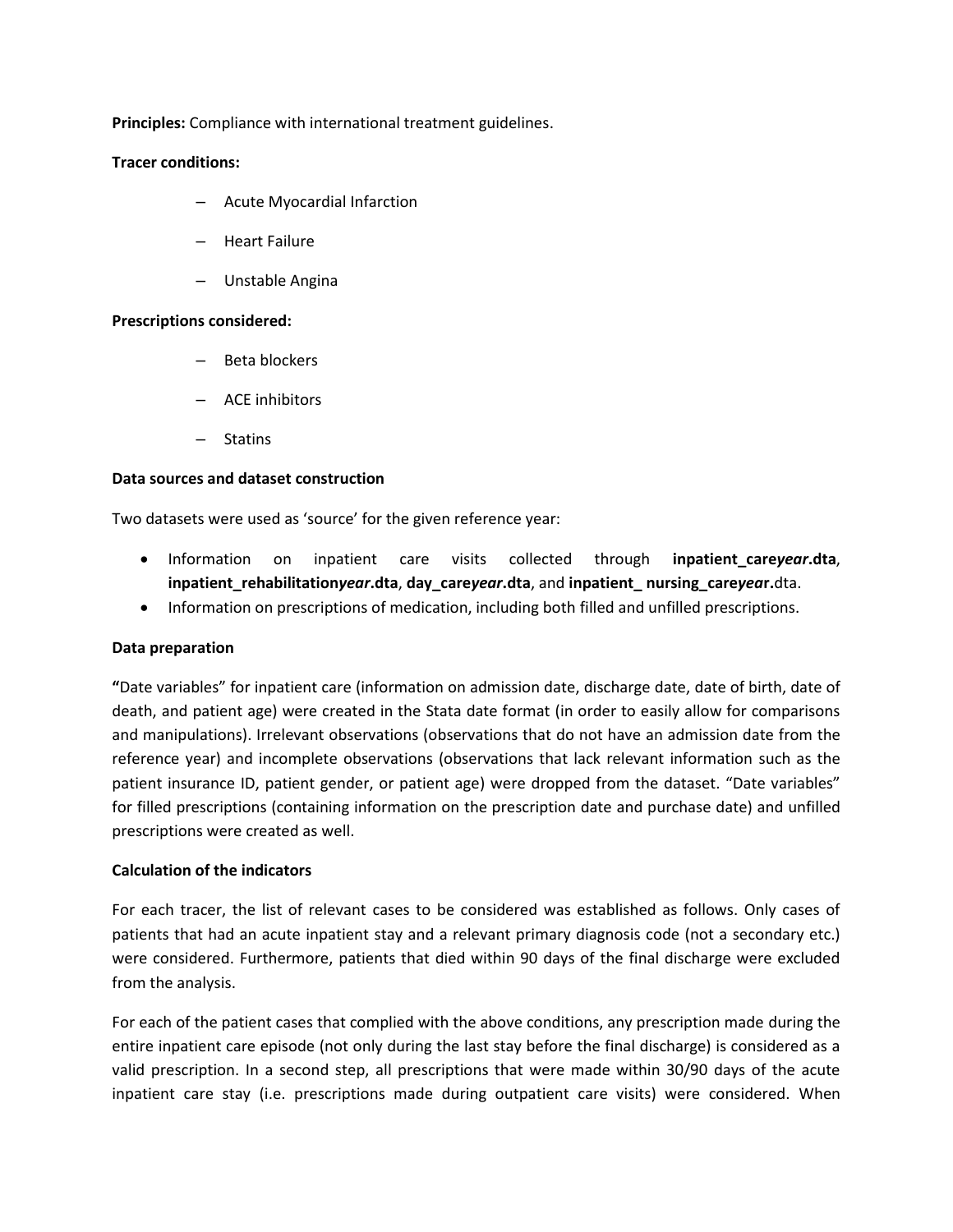**Principles:** Compliance with international treatment guidelines.

**Tracer conditions:**

- Acute Myocardial Infarction
- Heart Failure
- Unstable Angina

**Prescriptions considered:**

- Beta blockers
- ACE inhibitors
- Statins

**Data sources and dataset construction**

Two datasets were used as 'source' for the given reference year:

- Information on inpatient care visits collected through **inpatient_care*year*.dta**, **inpatient_rehabilitation*year*.dta**, **day_care*year*.dta**, and **inpatient_ nursing_care*year*.**dta.
- Information on prescriptions of medication, including both filled and unfilled prescriptions.

**Data preparation**

**"**Date variables" for inpatient care (information on admission date, discharge date, date of birth, date of death, and patient age) were created in the Stata date format (in order to easily allow for comparisons and manipulations). Irrelevant observations (observations that do not have an admission date from the reference year) and incomplete observations (observations that lack relevant information such as the patient insurance ID, patient gender, or patient age) were dropped from the dataset. "Date variables" for filled prescriptions (containing information on the prescription date and purchase date) and unfilled prescriptions were created as well.

**Calculation of the indicators**

For each tracer, the list of relevant cases to be considered was established as follows. Only cases of patients that had an acute inpatient stay and a relevant primary diagnosis code (not a secondary etc.) were considered. Furthermore, patients that died within 90 days of the final discharge were excluded from the analysis.

For each of the patient cases that complied with the above conditions, any prescription made during the entire inpatient care episode (not only during the last stay before the final discharge) is considered as a valid prescription. In a second step, all prescriptions that were made within 30/90 days of the acute inpatient care stay (i.e. prescriptions made during outpatient care visits) were considered. When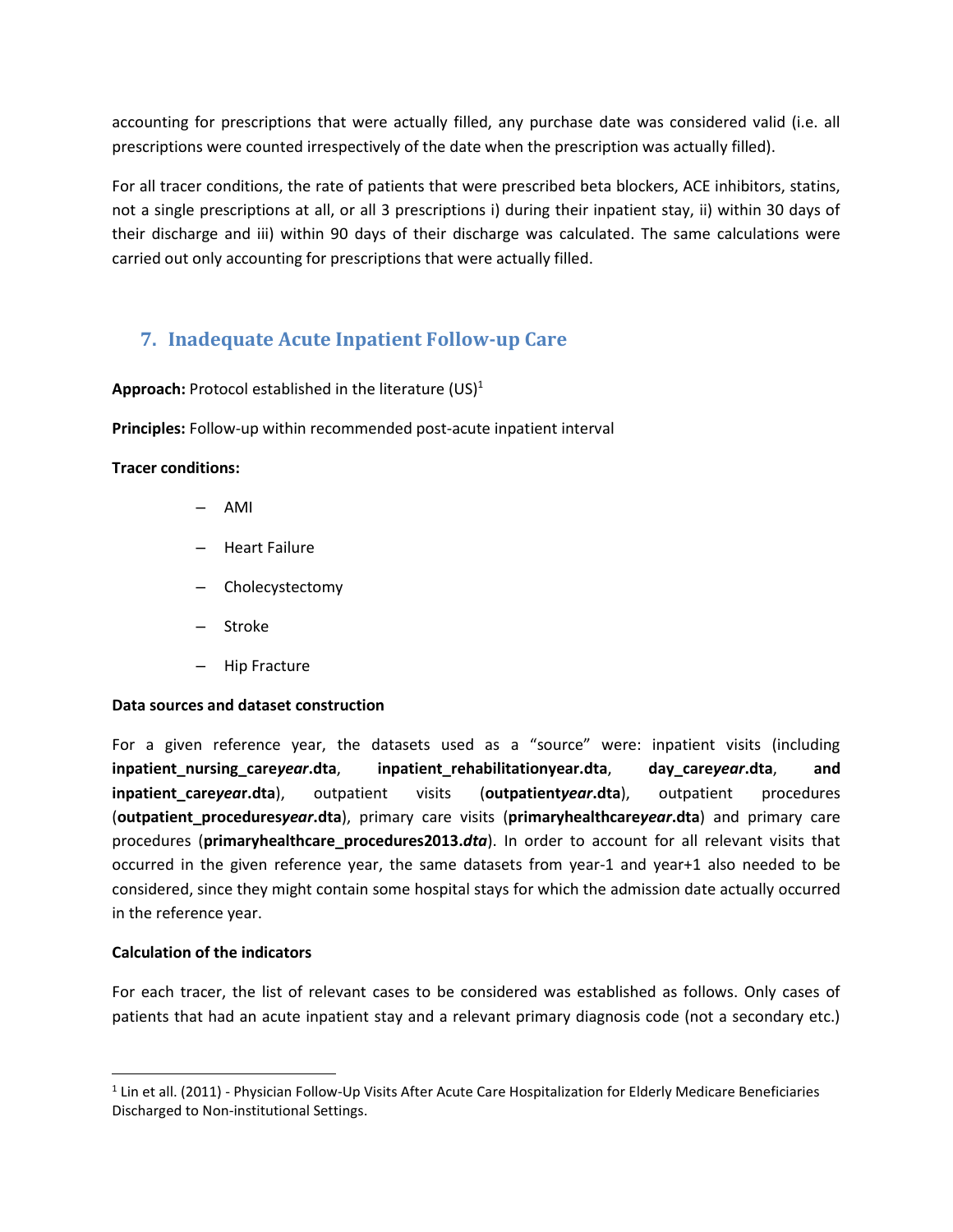accounting for prescriptions that were actually filled, any purchase date was considered valid (i.e. all prescriptions were counted irrespectively of the date when the prescription was actually filled).

For all tracer conditions, the rate of patients that were prescribed beta blockers, ACE inhibitors, statins, not a single prescriptions at all, or all 3 prescriptions i) during their inpatient stay, ii) within 30 days of their discharge and iii) within 90 days of their discharge was calculated. The same calculations were carried out only accounting for prescriptions that were actually filled.

## 7. Inadequate Acute Inpatient Follow-up Care

**Approach:** Protocol established in the literature (US)[1]

**Principles:** Follow-up within recommended post-acute inpatient interval

**Tracer conditions:**

- AMI
- Heart Failure
- Cholecystectomy
- Stroke
- Hip Fracture

**Data sources and dataset construction**

For a given reference year, the datasets used as a "source" were: inpatient visits (including **inpatient_nursing_care*year*.dta**, **inpatient_rehabilitationyear.dta**, **day_care*year*.dta**, **and inpatient_care*year*.dta**), outpatient visits (**outpatient*year*.dta**), outpatient procedures (**outpatient_procedures*year*.dta**), primary care visits (**primaryhealthcare*year*.dta**) and primary care procedures (**primaryhealthcare_procedures2013.*dta***). In order to account for all relevant visits that occurred in the given reference year, the same datasets from year-1 and year+1 also needed to be considered, since they might contain some hospital stays for which the admission date actually occurred in the reference year.

**Calculation of the indicators**

For each tracer, the list of relevant cases to be considered was established as follows. Only cases of patients that had an acute inpatient stay and a relevant primary diagnosis code (not a secondary etc.)

[1] Lin et all. (2011) - Physician Follow-Up Visits After Acute Care Hospitalization for Elderly Medicare Beneficiaries Discharged to Non-institutional Settings.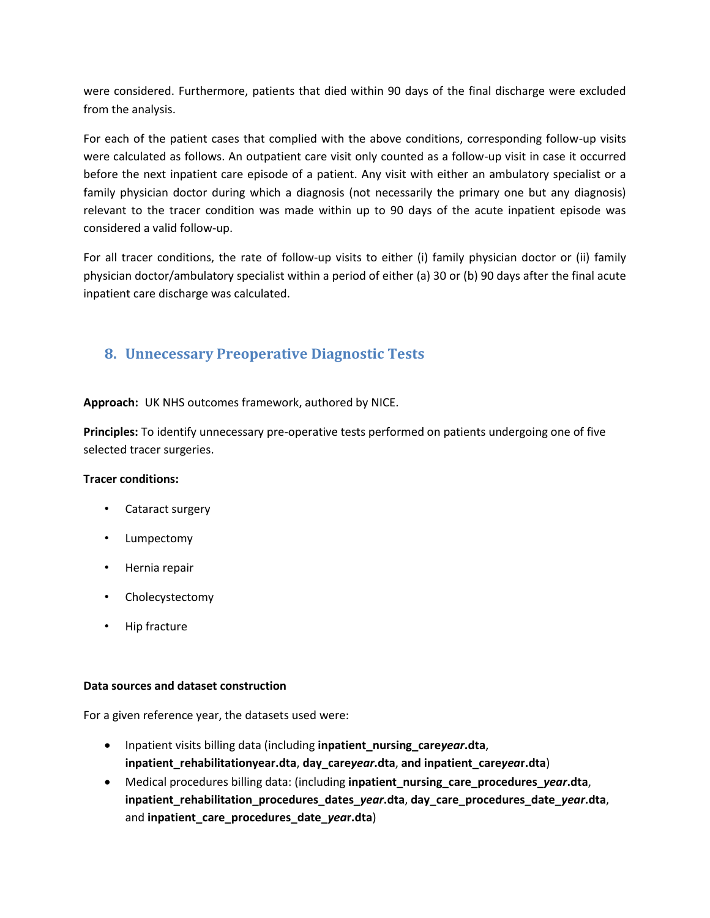were considered. Furthermore, patients that died within 90 days of the final discharge were excluded from the analysis.

For each of the patient cases that complied with the above conditions, corresponding follow-up visits were calculated as follows. An outpatient care visit only counted as a follow-up visit in case it occurred before the next inpatient care episode of a patient. Any visit with either an ambulatory specialist or a family physician doctor during which a diagnosis (not necessarily the primary one but any diagnosis) relevant to the tracer condition was made within up to 90 days of the acute inpatient episode was considered a valid follow-up.

For all tracer conditions, the rate of follow-up visits to either (i) family physician doctor or (ii) family physician doctor/ambulatory specialist within a period of either (a) 30 or (b) 90 days after the final acute inpatient care discharge was calculated.

## 8. Unnecessary Preoperative Diagnostic Tests

**Approach:** UK NHS outcomes framework, authored by NICE.

**Principles:** To identify unnecessary pre-operative tests performed on patients undergoing one of five selected tracer surgeries.

**Tracer conditions:**

- Cataract surgery
- Lumpectomy
- Hernia repair
- Cholecystectomy
- Hip fracture

**Data sources and dataset construction**

For a given reference year, the datasets used were:

- Inpatient visits billing data (including **inpatient_nursing_care*year*.dta**, **inpatient_rehabilitationyear.dta**, **day_care*year*.dta**, **and inpatient_care*yea*r.dta**)
- Medical procedures billing data: (including **inpatient_nursing_care_procedures_*year*.dta**, **inpatient_rehabilitation_procedures_dates_*year*.dta**, **day_care_procedures_date_*year*.dta**, and **inpatient_care_procedures_date_*yea*r.dta**)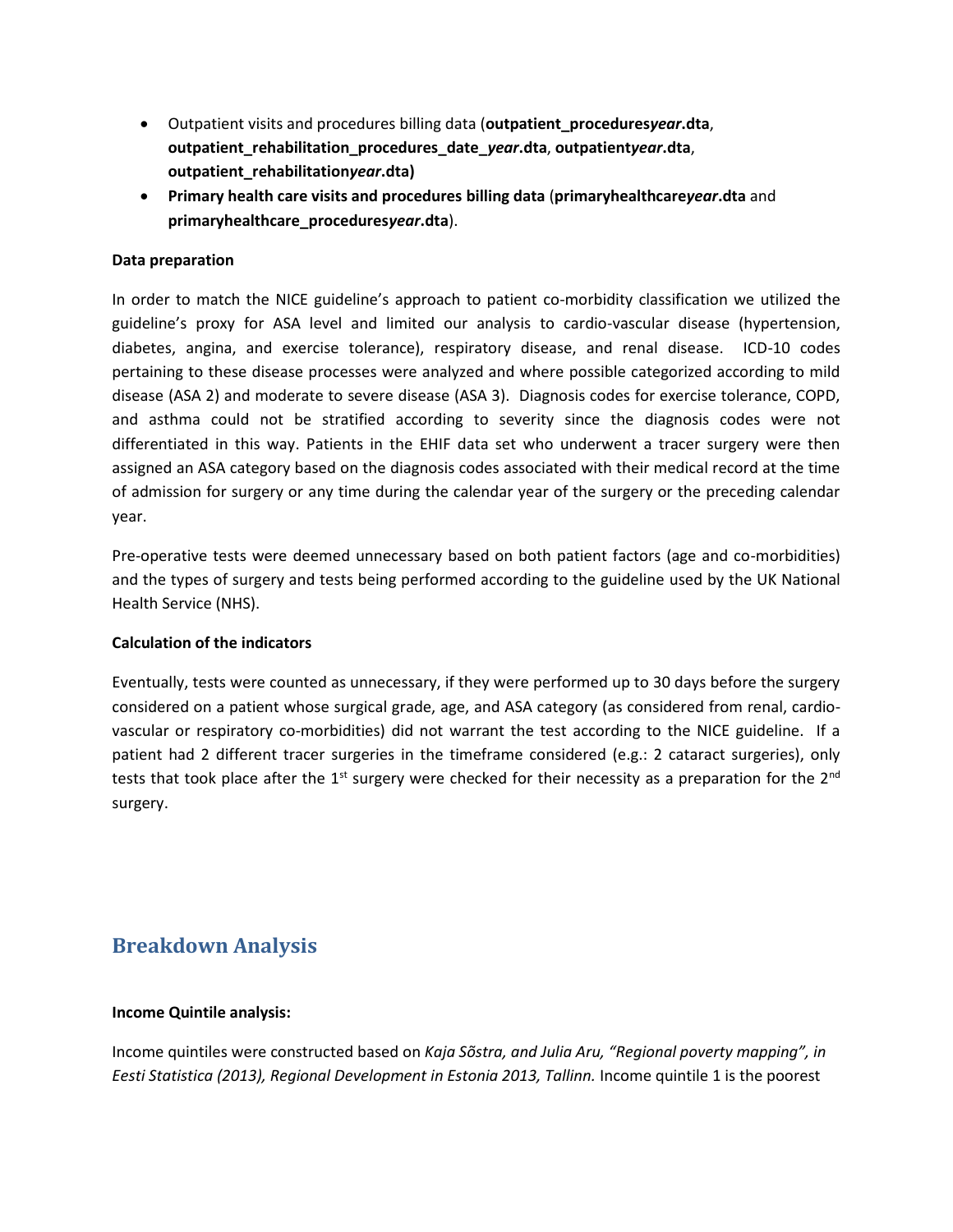- Outpatient visits and procedures billing data (**outpatient_procedures*year*.dta**, **outpatient_rehabilitation_procedures_date_*year*.dta**, **outpatient*year*.dta**, **outpatient_rehabilitation*year*.dta)**
- **Primary health care visits and procedures billing data** (**primaryhealthcare*year*.dta** and **primaryhealthcare_procedures*year*.dta**).

**Data preparation**

In order to match the NICE guideline's approach to patient co-morbidity classification we utilized the guideline's proxy for ASA level and limited our analysis to cardio-vascular disease (hypertension, diabetes, angina, and exercise tolerance), respiratory disease, and renal disease. ICD-10 codes pertaining to these disease processes were analyzed and where possible categorized according to mild disease (ASA 2) and moderate to severe disease (ASA 3). Diagnosis codes for exercise tolerance, COPD, and asthma could not be stratified according to severity since the diagnosis codes were not differentiated in this way. Patients in the EHIF data set who underwent a tracer surgery were then assigned an ASA category based on the diagnosis codes associated with their medical record at the time of admission for surgery or any time during the calendar year of the surgery or the preceding calendar year.

Pre-operative tests were deemed unnecessary based on both patient factors (age and co-morbidities) and the types of surgery and tests being performed according to the guideline used by the UK National Health Service (NHS).

**Calculation of the indicators**

Eventually, tests were counted as unnecessary, if they were performed up to 30 days before the surgery considered on a patient whose surgical grade, age, and ASA category (as considered from renal, cardio-vascular or respiratory co-morbidities) did not warrant the test according to the NICE guideline. If a patient had 2 different tracer surgeries in the timeframe considered (e.g.: 2 cataract surgeries), only tests that took place after the 1st surgery were checked for their necessity as a preparation for the 2nd surgery.

## Breakdown Analysis

**Income Quintile analysis:**

Income quintiles were constructed based on *Kaja Sõstra, and Julia Aru, "Regional poverty mapping", in Eesti Statistica (2013), Regional Development in Estonia 2013, Tallinn.* Income quintile 1 is the poorest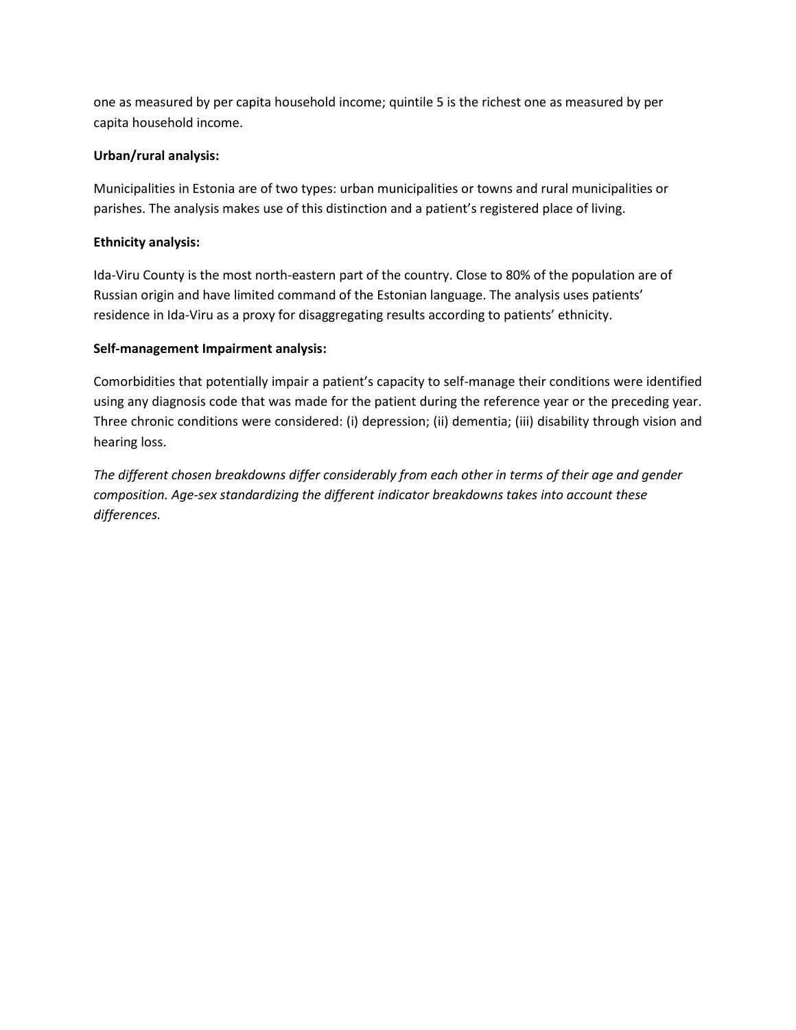one as measured by per capita household income; quintile 5 is the richest one as measured by per capita household income.

**Urban/rural analysis:**

Municipalities in Estonia are of two types: urban municipalities or towns and rural municipalities or parishes. The analysis makes use of this distinction and a patient's registered place of living.

**Ethnicity analysis:**

Ida-Viru County is the most north-eastern part of the country. Close to 80% of the population are of Russian origin and have limited command of the Estonian language. The analysis uses patients' residence in Ida-Viru as a proxy for disaggregating results according to patients' ethnicity.

**Self-management Impairment analysis:**

Comorbidities that potentially impair a patient's capacity to self-manage their conditions were identified using any diagnosis code that was made for the patient during the reference year or the preceding year. Three chronic conditions were considered: (i) depression; (ii) dementia; (iii) disability through vision and hearing loss.

*The different chosen breakdowns differ considerably from each other in terms of their age and gender composition. Age-sex standardizing the different indicator breakdowns takes into account these differences.*